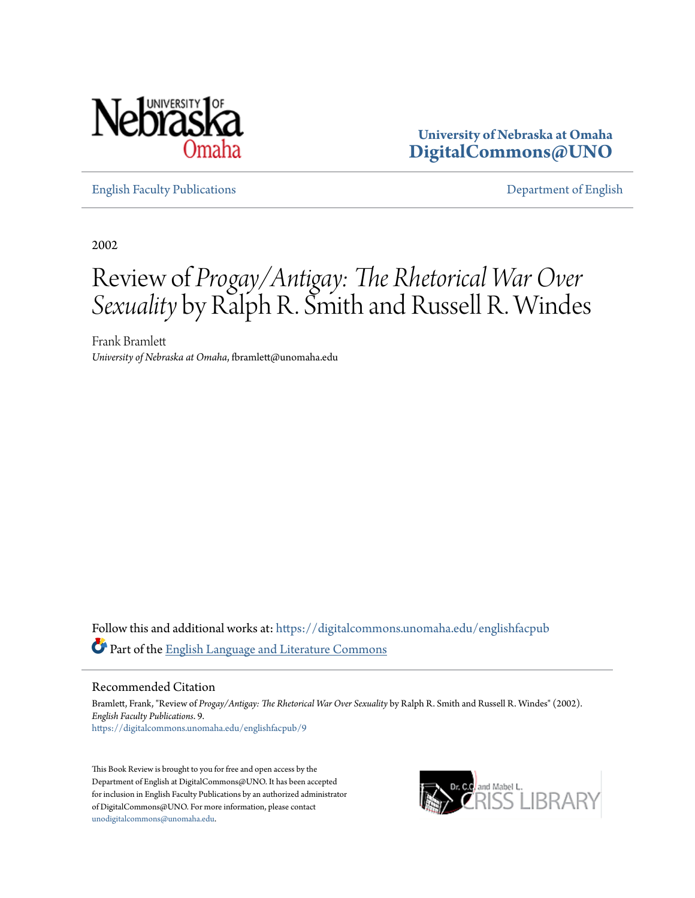University of Nebraska at Omaha
**DigitalCommons@UNO**

English Faculty Publications | Department of English

2002

# Review of *Progay/Antigay: The Rhetorical War Over Sexuality* by Ralph R. Smith and Russell R. Windes

Frank Bramlett
*University of Nebraska at Omaha*, fbramlett@unomaha.edu

Follow this and additional works at: https://digitalcommons.unomaha.edu/englishfacpub

Part of the English Language and Literature Commons

## Recommended Citation

Bramlett, Frank, "Review of *Progay/Antigay: The Rhetorical War Over Sexuality* by Ralph R. Smith and Russell R. Windes" (2002). *English Faculty Publications*. 9.
https://digitalcommons.unomaha.edu/englishfacpub/9

This Book Review is brought to you for free and open access by the Department of English at DigitalCommons@UNO. It has been accepted for inclusion in English Faculty Publications by an authorized administrator of DigitalCommons@UNO. For more information, please contact unodigitalcommons@unomaha.edu.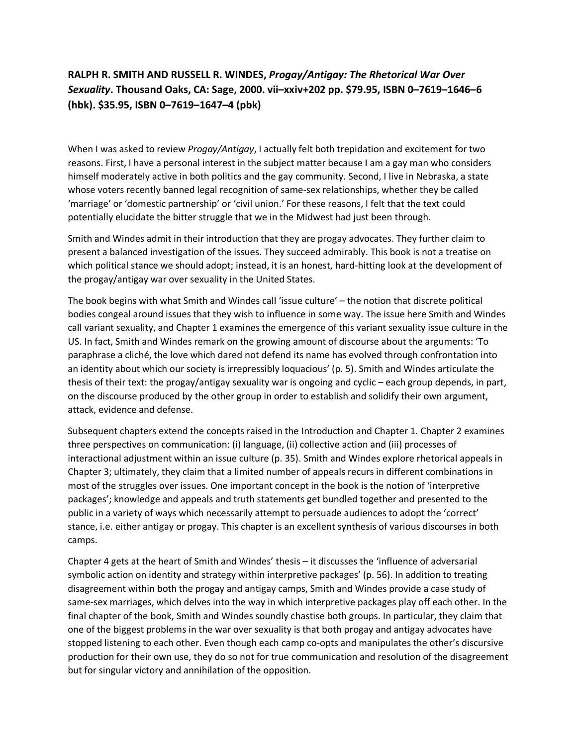**RALPH R. SMITH AND RUSSELL R. WINDES, *Progay/Antigay: The Rhetorical War Over Sexuality*. Thousand Oaks, CA: Sage, 2000. vii–xxiv+202 pp. $79.95, ISBN 0–7619–1646–6 (hbk). $35.95, ISBN 0–7619–1647–4 (pbk)**

When I was asked to review *Progay/Antigay*, I actually felt both trepidation and excitement for two reasons. First, I have a personal interest in the subject matter because I am a gay man who considers himself moderately active in both politics and the gay community. Second, I live in Nebraska, a state whose voters recently banned legal recognition of same-sex relationships, whether they be called 'marriage' or 'domestic partnership' or 'civil union.' For these reasons, I felt that the text could potentially elucidate the bitter struggle that we in the Midwest had just been through.

Smith and Windes admit in their introduction that they are progay advocates. They further claim to present a balanced investigation of the issues. They succeed admirably. This book is not a treatise on which political stance we should adopt; instead, it is an honest, hard-hitting look at the development of the progay/antigay war over sexuality in the United States.

The book begins with what Smith and Windes call 'issue culture' – the notion that discrete political bodies congeal around issues that they wish to influence in some way. The issue here Smith and Windes call variant sexuality, and Chapter 1 examines the emergence of this variant sexuality issue culture in the US. In fact, Smith and Windes remark on the growing amount of discourse about the arguments: 'To paraphrase a cliché, the love which dared not defend its name has evolved through confrontation into an identity about which our society is irrepressibly loquacious' (p. 5). Smith and Windes articulate the thesis of their text: the progay/antigay sexuality war is ongoing and cyclic – each group depends, in part, on the discourse produced by the other group in order to establish and solidify their own argument, attack, evidence and defense.

Subsequent chapters extend the concepts raised in the Introduction and Chapter 1. Chapter 2 examines three perspectives on communication: (i) language, (ii) collective action and (iii) processes of interactional adjustment within an issue culture (p. 35). Smith and Windes explore rhetorical appeals in Chapter 3; ultimately, they claim that a limited number of appeals recurs in different combinations in most of the struggles over issues. One important concept in the book is the notion of 'interpretive packages'; knowledge and appeals and truth statements get bundled together and presented to the public in a variety of ways which necessarily attempt to persuade audiences to adopt the 'correct' stance, i.e. either antigay or progay. This chapter is an excellent synthesis of various discourses in both camps.

Chapter 4 gets at the heart of Smith and Windes' thesis – it discusses the 'influence of adversarial symbolic action on identity and strategy within interpretive packages' (p. 56). In addition to treating disagreement within both the progay and antigay camps, Smith and Windes provide a case study of same-sex marriages, which delves into the way in which interpretive packages play off each other. In the final chapter of the book, Smith and Windes soundly chastise both groups. In particular, they claim that one of the biggest problems in the war over sexuality is that both progay and antigay advocates have stopped listening to each other. Even though each camp co-opts and manipulates the other's discursive production for their own use, they do so not for true communication and resolution of the disagreement but for singular victory and annihilation of the opposition.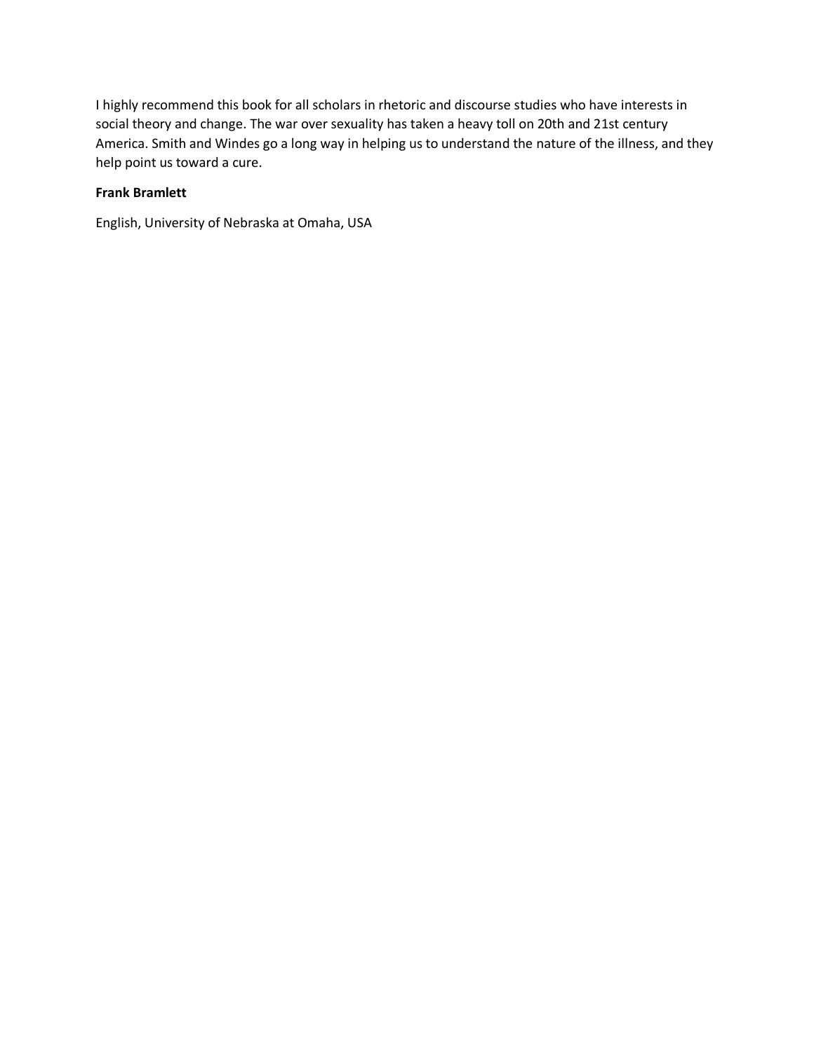I highly recommend this book for all scholars in rhetoric and discourse studies who have interests in social theory and change. The war over sexuality has taken a heavy toll on 20th and 21st century America. Smith and Windes go a long way in helping us to understand the nature of the illness, and they help point us toward a cure.

**Frank Bramlett**

English, University of Nebraska at Omaha, USA